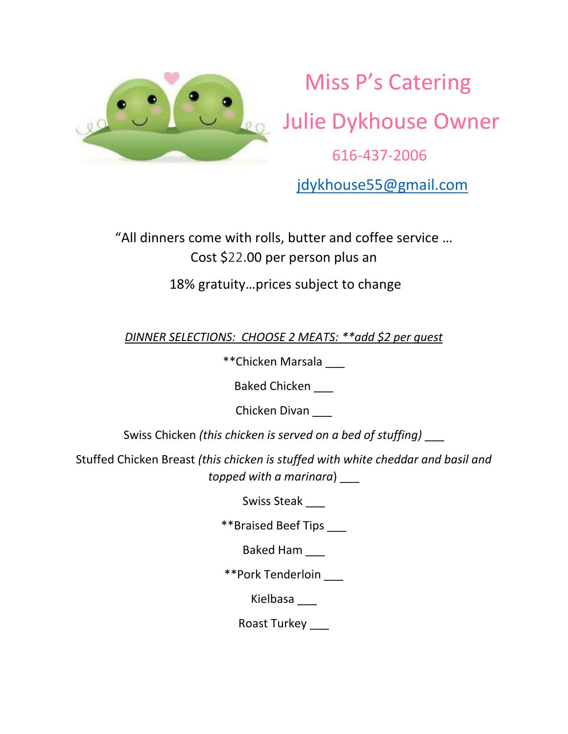# Miss P's Catering

## Julie Dykhouse Owner

616-437-2006

jdykhouse55@gmail.com

"All dinners come with rolls, butter and coffee service …
Cost $22.00 per person plus an

18% gratuity…prices subject to change

*DINNER SELECTIONS: CHOOSE 2 MEATS: **add $2 per guest*

**Chicken Marsala ___

Baked Chicken ___

Chicken Divan ___

Swiss Chicken *(this chicken is served on a bed of stuffing)* ___

Stuffed Chicken Breast *(this chicken is stuffed with white cheddar and basil and topped with a marinara)* ___

Swiss Steak ___

**Braised Beef Tips ___

Baked Ham ___

**Pork Tenderloin ___

Kielbasa ___

Roast Turkey ___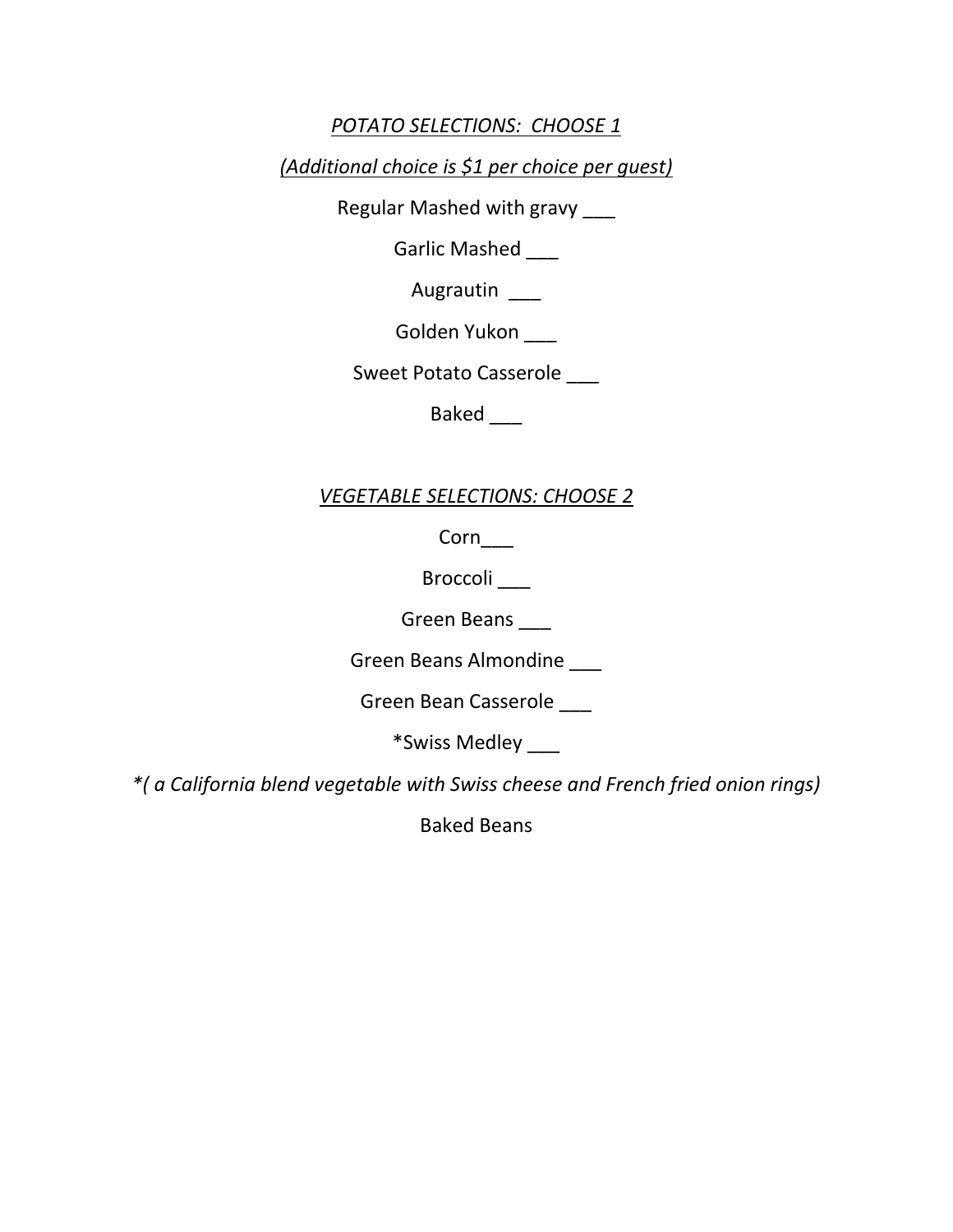*POTATO SELECTIONS: CHOOSE 1*

*(Additional choice is $1 per choice per guest)*

Regular Mashed with gravy ___

Garlic Mashed ___

Augrautin ___

Golden Yukon ___

Sweet Potato Casserole ___

Baked ___

*VEGETABLE SELECTIONS: CHOOSE 2*

Corn___

Broccoli ___

Green Beans ___

Green Beans Almondine ___

Green Bean Casserole ___

*Swiss Medley ___

*\*( a California blend vegetable with Swiss cheese and French fried onion rings)*

Baked Beans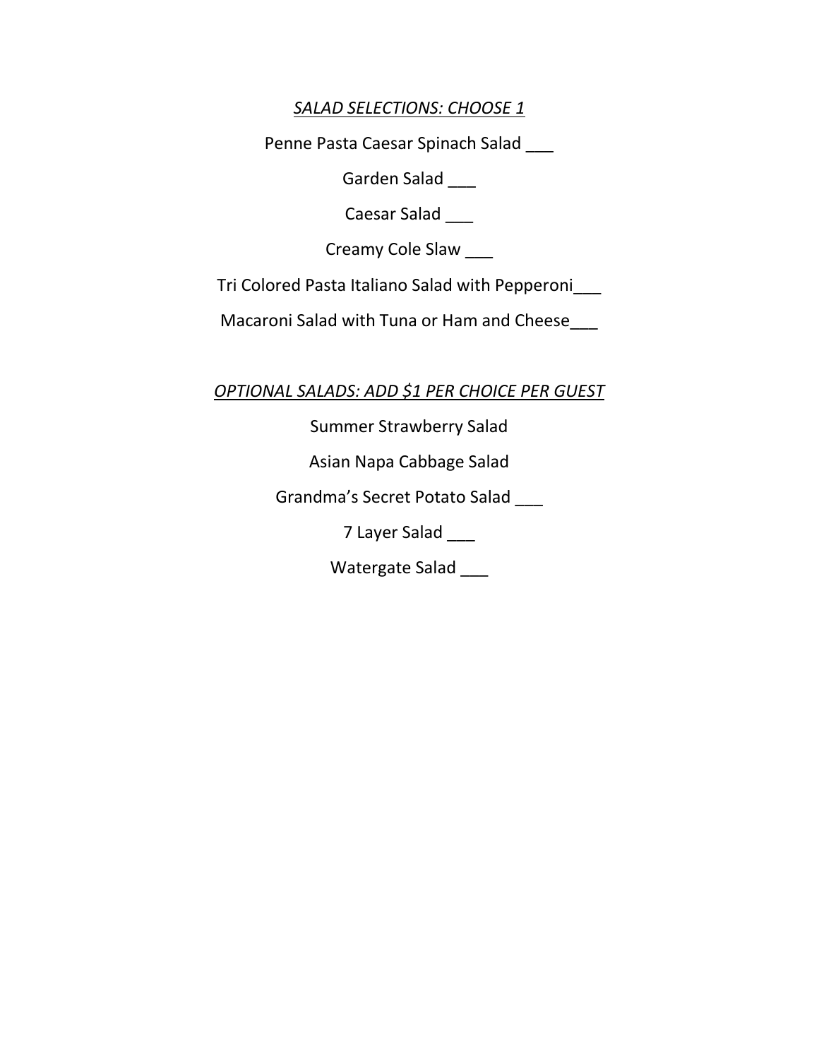## *SALAD SELECTIONS: CHOOSE 1*

Penne Pasta Caesar Spinach Salad ___

Garden Salad ___

Caesar Salad ___

Creamy Cole Slaw ___

Tri Colored Pasta Italiano Salad with Pepperoni___

Macaroni Salad with Tuna or Ham and Cheese___

## *OPTIONAL SALADS: ADD $1 PER CHOICE PER GUEST*

Summer Strawberry Salad

Asian Napa Cabbage Salad

Grandma's Secret Potato Salad ___

7 Layer Salad ___

Watergate Salad ___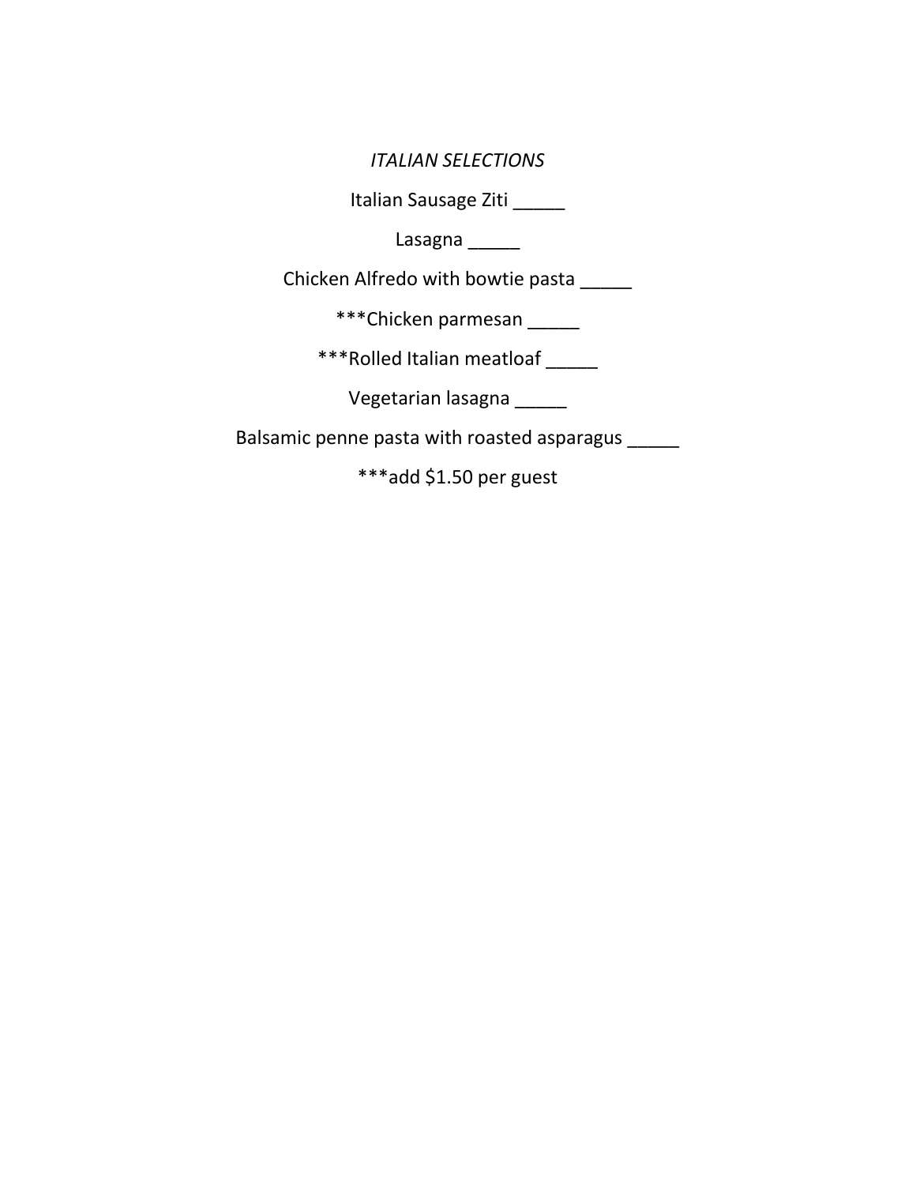*ITALIAN SELECTIONS*

Italian Sausage Ziti _____

Lasagna _____

Chicken Alfredo with bowtie pasta _____

***Chicken parmesan _____

***Rolled Italian meatloaf _____

Vegetarian lasagna _____

Balsamic penne pasta with roasted asparagus _____

***add $1.50 per guest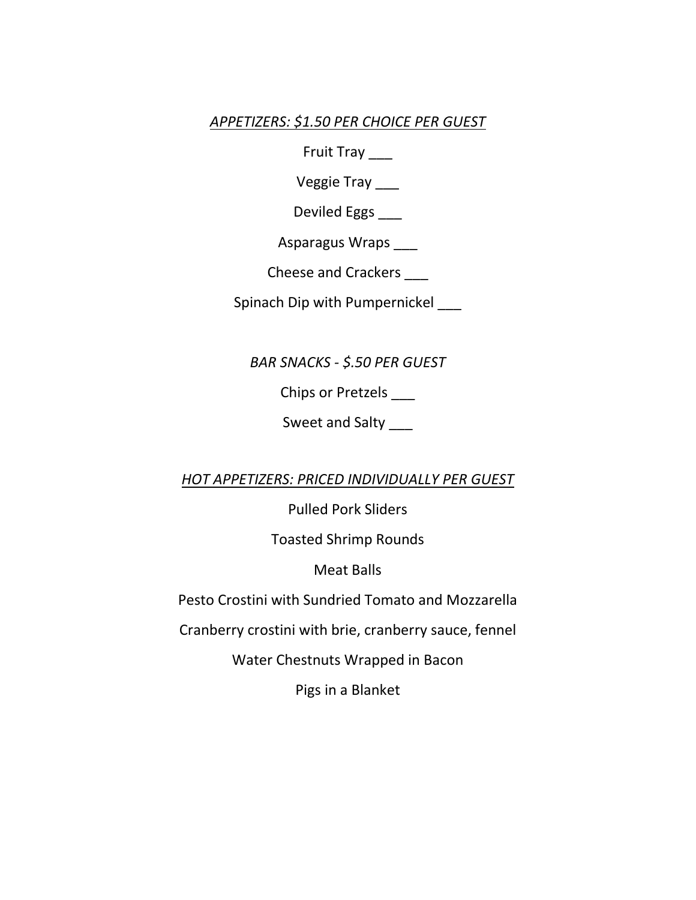*APPETIZERS: $1.50 PER CHOICE PER GUEST*

Fruit Tray ___

Veggie Tray ___

Deviled Eggs ___

Asparagus Wraps ___

Cheese and Crackers ___

Spinach Dip with Pumpernickel ___

*BAR SNACKS - $.50 PER GUEST*

Chips or Pretzels ___

Sweet and Salty ___

*HOT APPETIZERS: PRICED INDIVIDUALLY PER GUEST*

Pulled Pork Sliders

Toasted Shrimp Rounds

Meat Balls

Pesto Crostini with Sundried Tomato and Mozzarella

Cranberry crostini with brie, cranberry sauce, fennel

Water Chestnuts Wrapped in Bacon

Pigs in a Blanket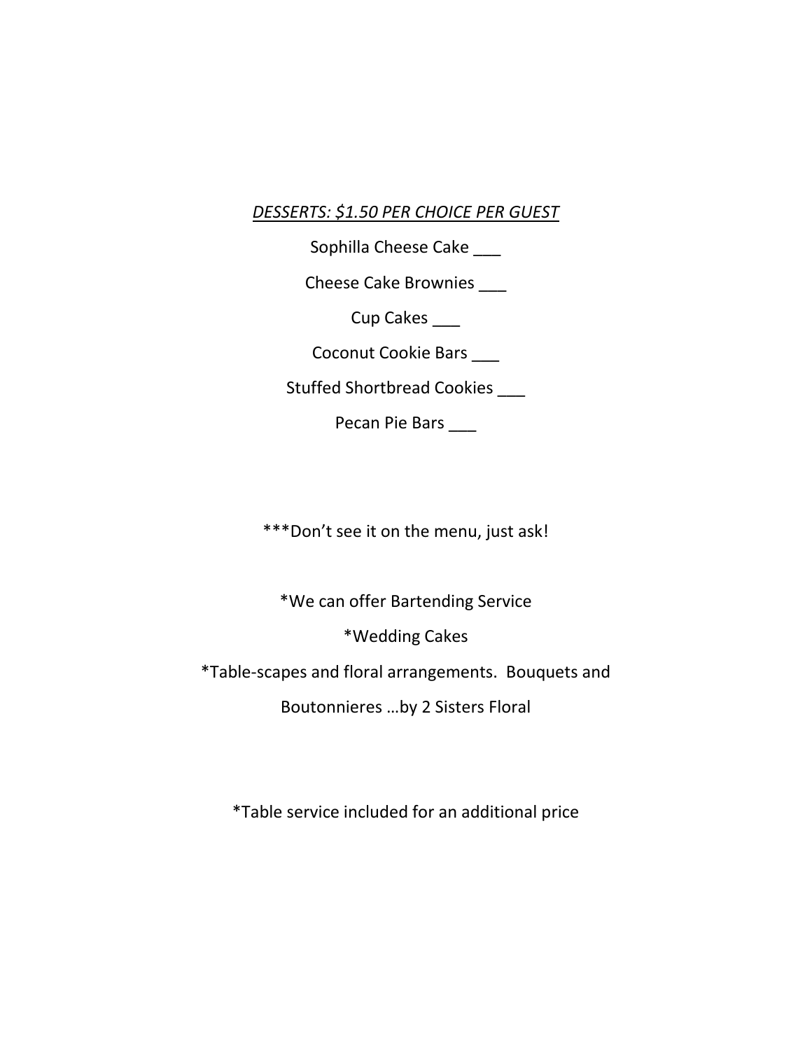*<u>DESSERTS: $1.50 PER CHOICE PER GUEST</u>*

Sophilla Cheese Cake ___

Cheese Cake Brownies ___

Cup Cakes ___

Coconut Cookie Bars ___

Stuffed Shortbread Cookies ___

Pecan Pie Bars ___

***Don't see it on the menu, just ask!

*We can offer Bartending Service

*Wedding Cakes

*Table-scapes and floral arrangements. Bouquets and Boutonnieres …by 2 Sisters Floral

*Table service included for an additional price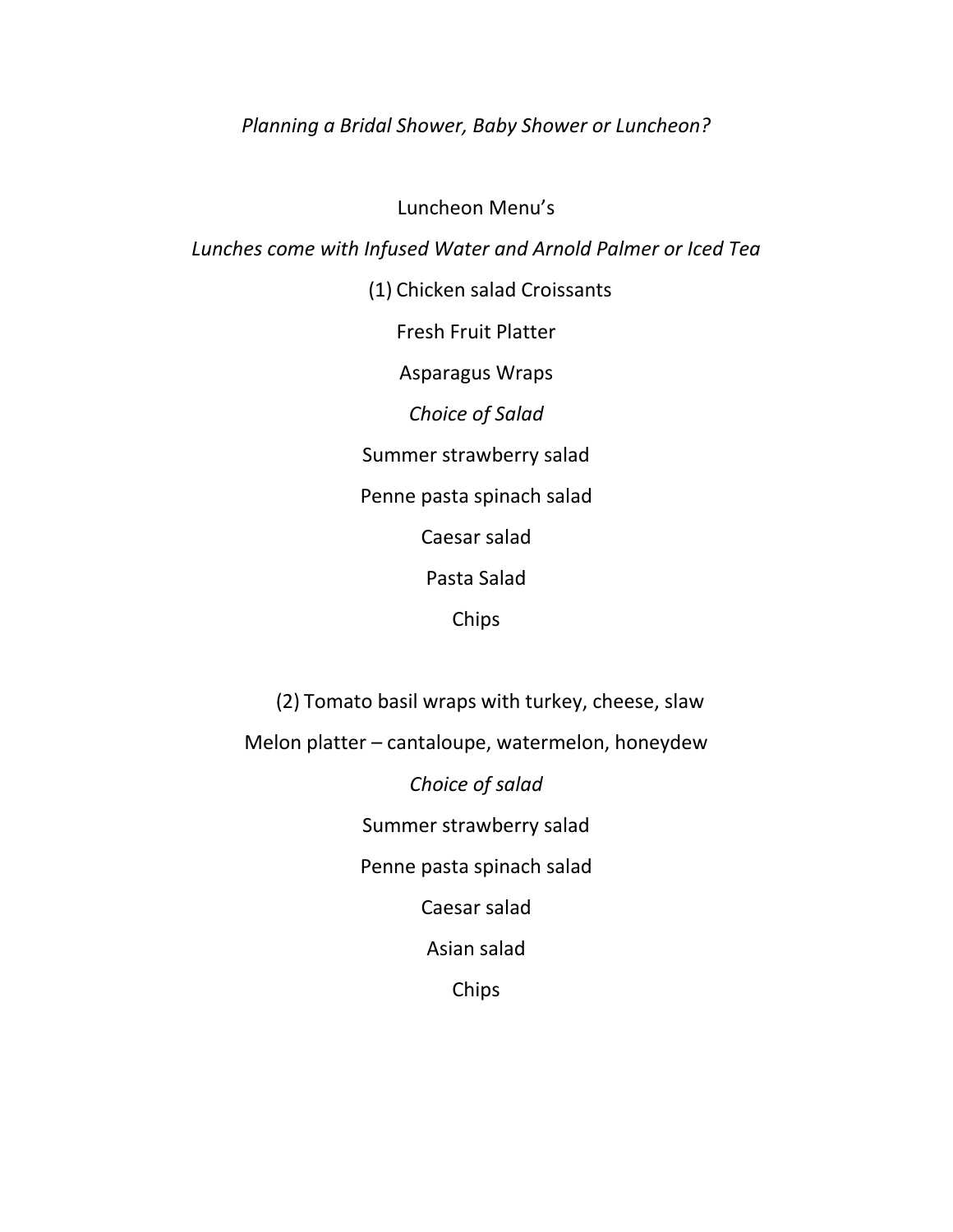*Planning a Bridal Shower, Baby Shower or Luncheon?*

Luncheon Menu's

*Lunches come with Infused Water and Arnold Palmer or Iced Tea*

(1) Chicken salad Croissants

Fresh Fruit Platter

Asparagus Wraps

*Choice of Salad*

Summer strawberry salad

Penne pasta spinach salad

Caesar salad

Pasta Salad

Chips

(2) Tomato basil wraps with turkey, cheese, slaw

Melon platter – cantaloupe, watermelon, honeydew

*Choice of salad*

Summer strawberry salad

Penne pasta spinach salad

Caesar salad

Asian salad

Chips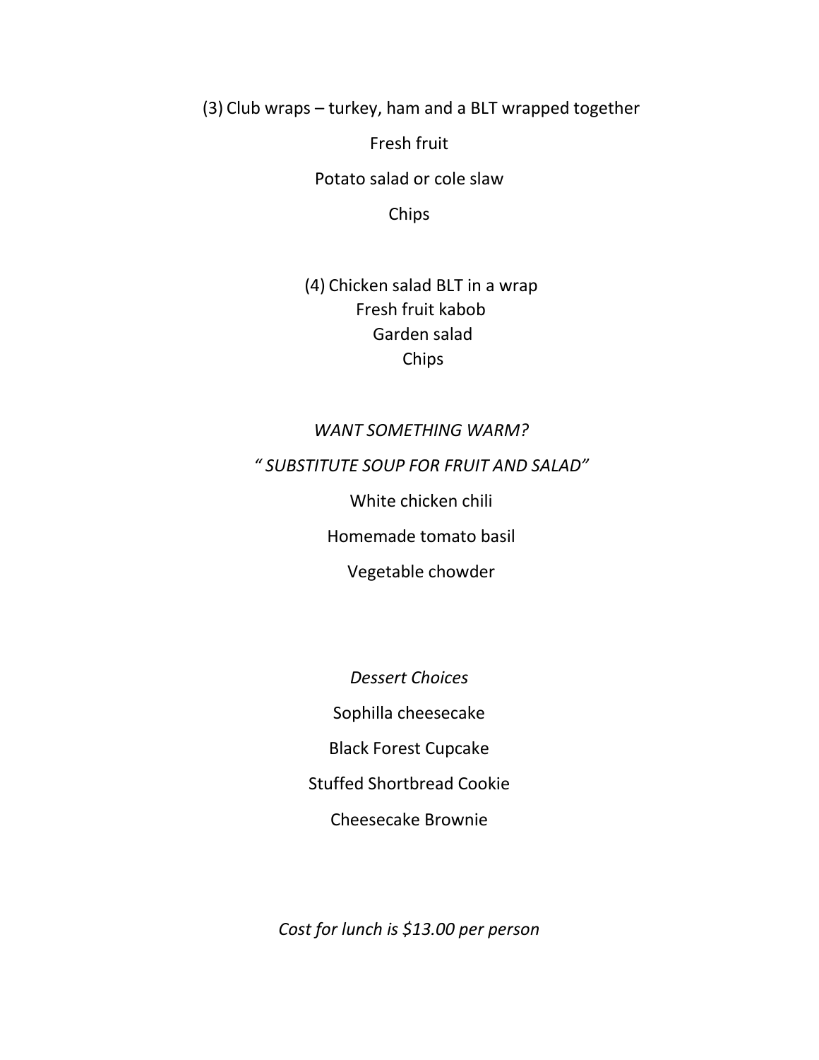(3) Club wraps – turkey, ham and a BLT wrapped together

Fresh fruit

Potato salad or cole slaw

Chips

(4) Chicken salad BLT in a wrap
Fresh fruit kabob
Garden salad
Chips

*WANT SOMETHING WARM?*

*" SUBSTITUTE SOUP FOR FRUIT AND SALAD"*

White chicken chili

Homemade tomato basil

Vegetable chowder

*Dessert Choices*

Sophilla cheesecake

Black Forest Cupcake

Stuffed Shortbread Cookie

Cheesecake Brownie

*Cost for lunch is $13.00 per person*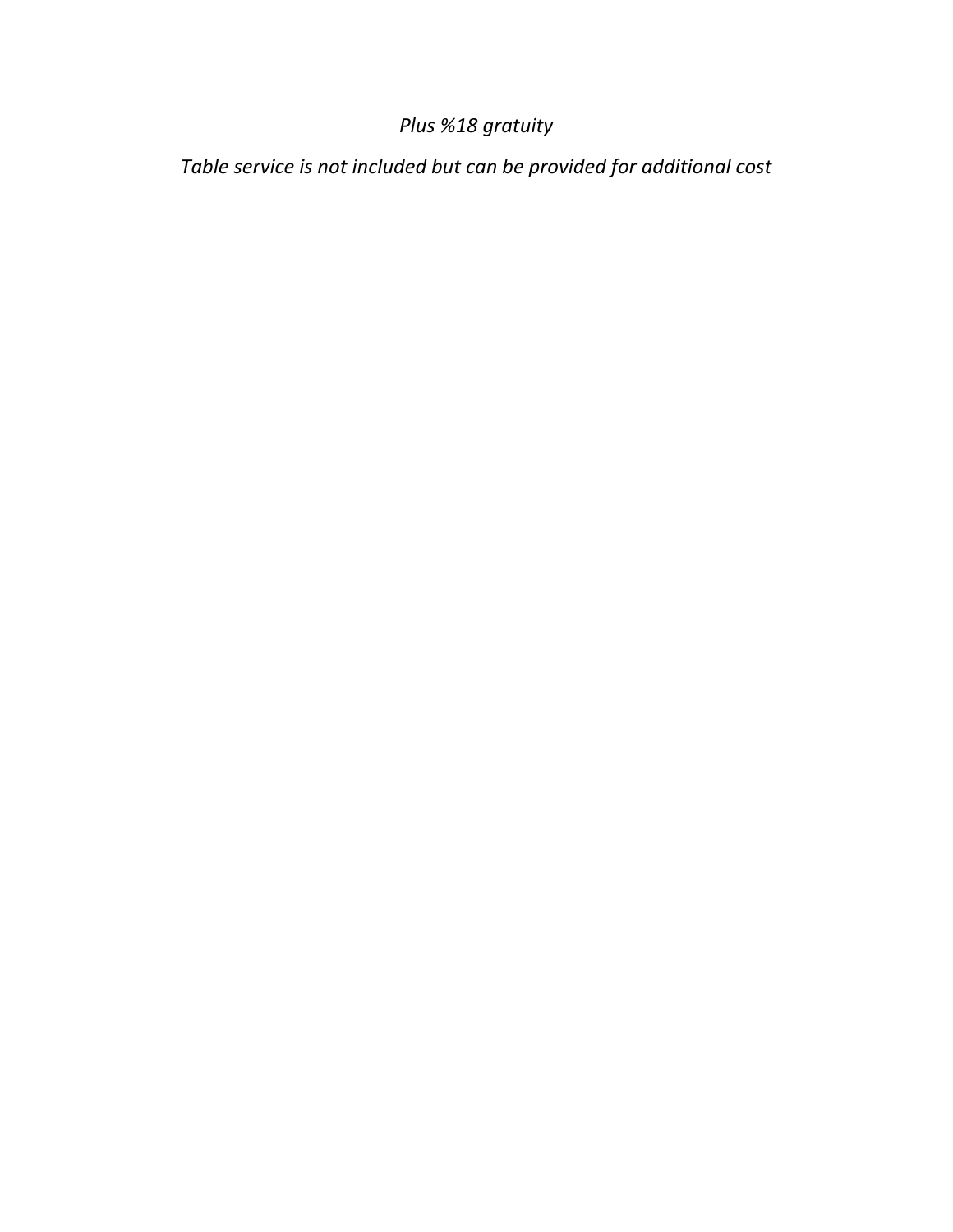*Plus %18 gratuity*

*Table service is not included but can be provided for additional cost*